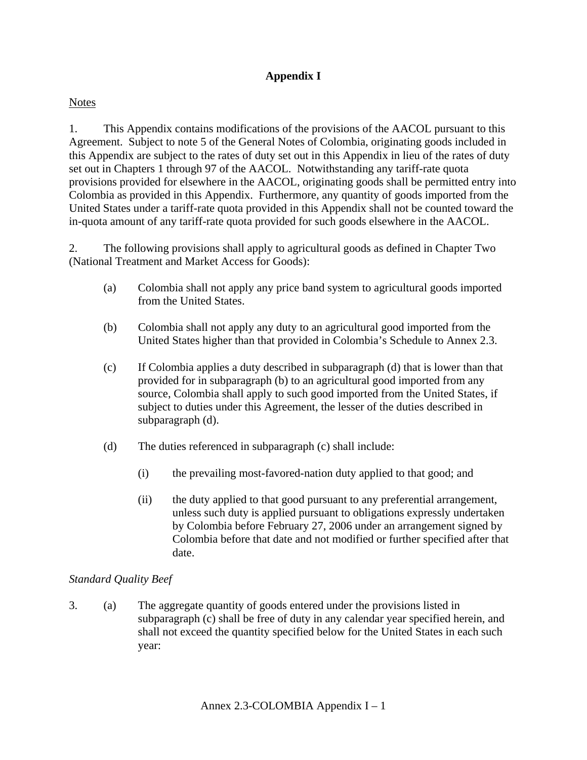# Appendix I

Notes

1. This Appendix contains modifications of the provisions of the AACOL pursuant to this Agreement. Subject to note 5 of the General Notes of Colombia, originating goods included in this Appendix are subject to the rates of duty set out in this Appendix in lieu of the rates of duty set out in Chapters 1 through 97 of the AACOL. Notwithstanding any tariff-rate quota provisions provided for elsewhere in the AACOL, originating goods shall be permitted entry into Colombia as provided in this Appendix. Furthermore, any quantity of goods imported from the United States under a tariff-rate quota provided in this Appendix shall not be counted toward the in-quota amount of any tariff-rate quota provided for such goods elsewhere in the AACOL.

2. The following provisions shall apply to agricultural goods as defined in Chapter Two (National Treatment and Market Access for Goods):

   (a) Colombia shall not apply any price band system to agricultural goods imported from the United States.

   (b) Colombia shall not apply any duty to an agricultural good imported from the United States higher than that provided in Colombia's Schedule to Annex 2.3.

   (c) If Colombia applies a duty described in subparagraph (d) that is lower than that provided for in subparagraph (b) to an agricultural good imported from any source, Colombia shall apply to such good imported from the United States, if subject to duties under this Agreement, the lesser of the duties described in subparagraph (d).

   (d) The duties referenced in subparagraph (c) shall include:

      (i) the prevailing most-favored-nation duty applied to that good; and

      (ii) the duty applied to that good pursuant to any preferential arrangement, unless such duty is applied pursuant to obligations expressly undertaken by Colombia before February 27, 2006 under an arrangement signed by Colombia before that date and not modified or further specified after that date.

*Standard Quality Beef*

3. (a) The aggregate quantity of goods entered under the provisions listed in subparagraph (c) shall be free of duty in any calendar year specified herein, and shall not exceed the quantity specified below for the United States in each such year: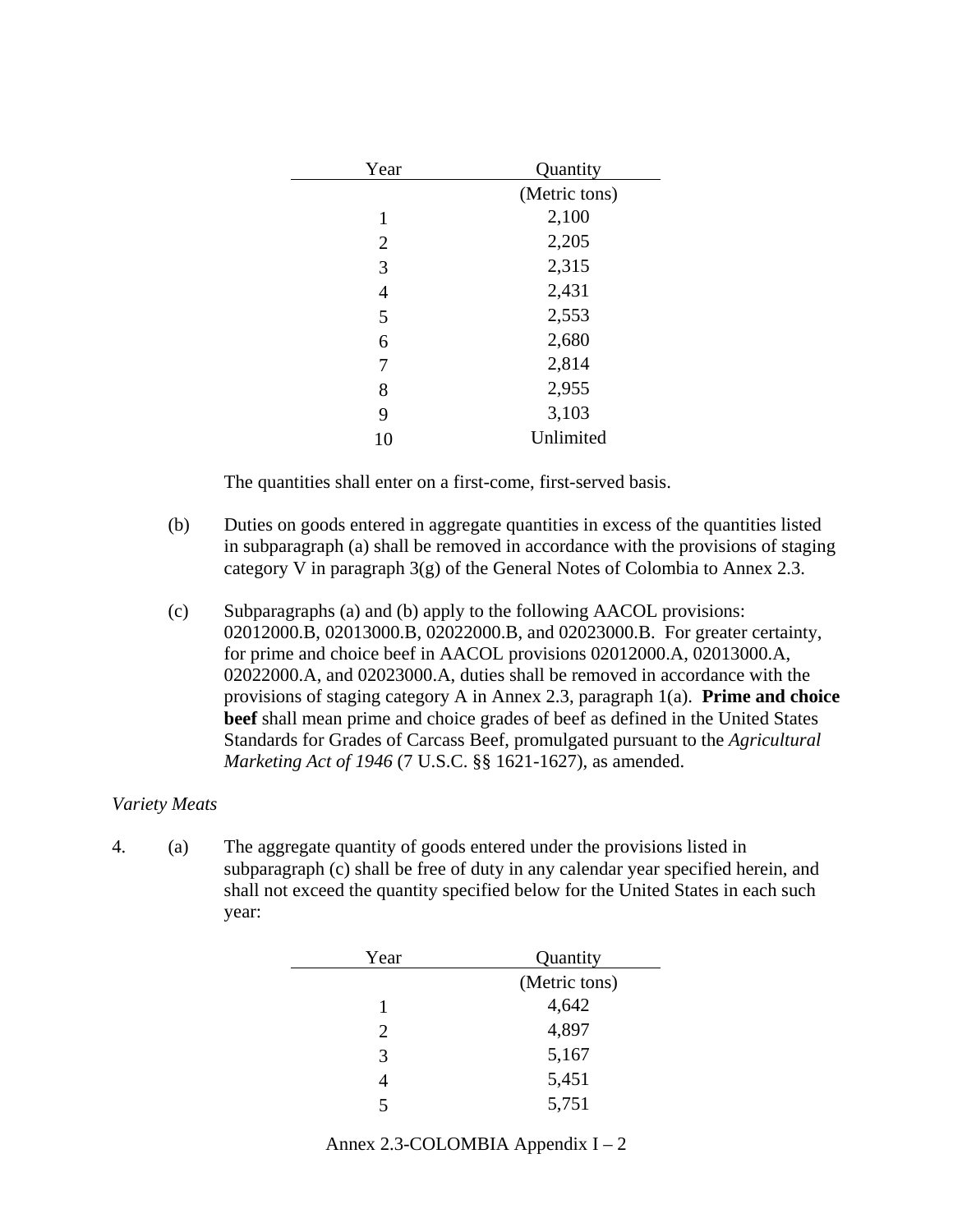| Year | Quantity |
|---|---|
| | (Metric tons) |
| 1 | 2,100 |
| 2 | 2,205 |
| 3 | 2,315 |
| 4 | 2,431 |
| 5 | 2,553 |
| 6 | 2,680 |
| 7 | 2,814 |
| 8 | 2,955 |
| 9 | 3,103 |
| 10 | Unlimited |

The quantities shall enter on a first-come, first-served basis.

(b) Duties on goods entered in aggregate quantities in excess of the quantities listed in subparagraph (a) shall be removed in accordance with the provisions of staging category V in paragraph 3(g) of the General Notes of Colombia to Annex 2.3.

(c) Subparagraphs (a) and (b) apply to the following AACOL provisions: 02012000.B, 02013000.B, 02022000.B, and 02023000.B. For greater certainty, for prime and choice beef in AACOL provisions 02012000.A, 02013000.A, 02022000.A, and 02023000.A, duties shall be removed in accordance with the provisions of staging category A in Annex 2.3, paragraph 1(a). **Prime and choice beef** shall mean prime and choice grades of beef as defined in the United States Standards for Grades of Carcass Beef, promulgated pursuant to the *Agricultural Marketing Act of 1946* (7 U.S.C. §§ 1621-1627), as amended.

*Variety Meats*

4. (a) The aggregate quantity of goods entered under the provisions listed in subparagraph (c) shall be free of duty in any calendar year specified herein, and shall not exceed the quantity specified below for the United States in each such year:

| Year | Quantity |
|---|---|
| | (Metric tons) |
| 1 | 4,642 |
| 2 | 4,897 |
| 3 | 5,167 |
| 4 | 5,451 |
| 5 | 5,751 |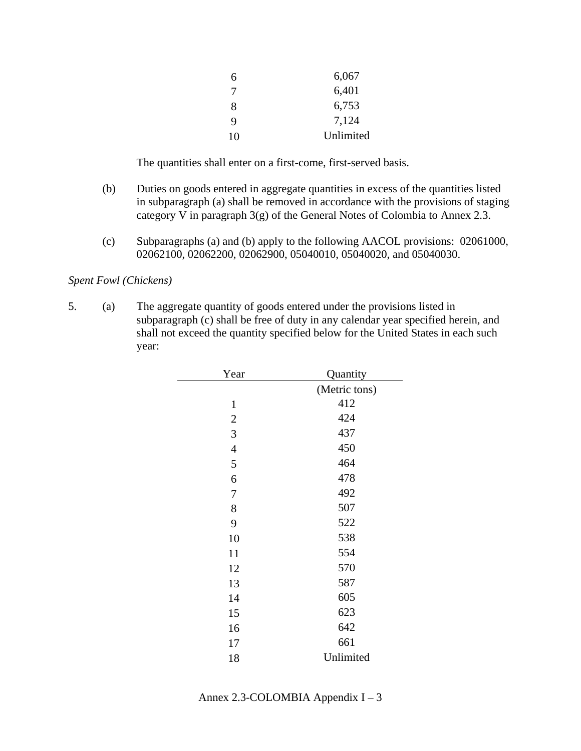| | |
|---|---|
| 6 | 6,067 |
| 7 | 6,401 |
| 8 | 6,753 |
| 9 | 7,124 |
| 10 | Unlimited |

The quantities shall enter on a first-come, first-served basis.

(b) Duties on goods entered in aggregate quantities in excess of the quantities listed in subparagraph (a) shall be removed in accordance with the provisions of staging category V in paragraph 3(g) of the General Notes of Colombia to Annex 2.3.

(c) Subparagraphs (a) and (b) apply to the following AACOL provisions: 02061000, 02062100, 02062200, 02062900, 05040010, 05040020, and 05040030.

*Spent Fowl (Chickens)*

5. (a) The aggregate quantity of goods entered under the provisions listed in subparagraph (c) shall be free of duty in any calendar year specified herein, and shall not exceed the quantity specified below for the United States in each such year:

| Year | Quantity (Metric tons) |
|---|---|
| 1 | 412 |
| 2 | 424 |
| 3 | 437 |
| 4 | 450 |
| 5 | 464 |
| 6 | 478 |
| 7 | 492 |
| 8 | 507 |
| 9 | 522 |
| 10 | 538 |
| 11 | 554 |
| 12 | 570 |
| 13 | 587 |
| 14 | 605 |
| 15 | 623 |
| 16 | 642 |
| 17 | 661 |
| 18 | Unlimited |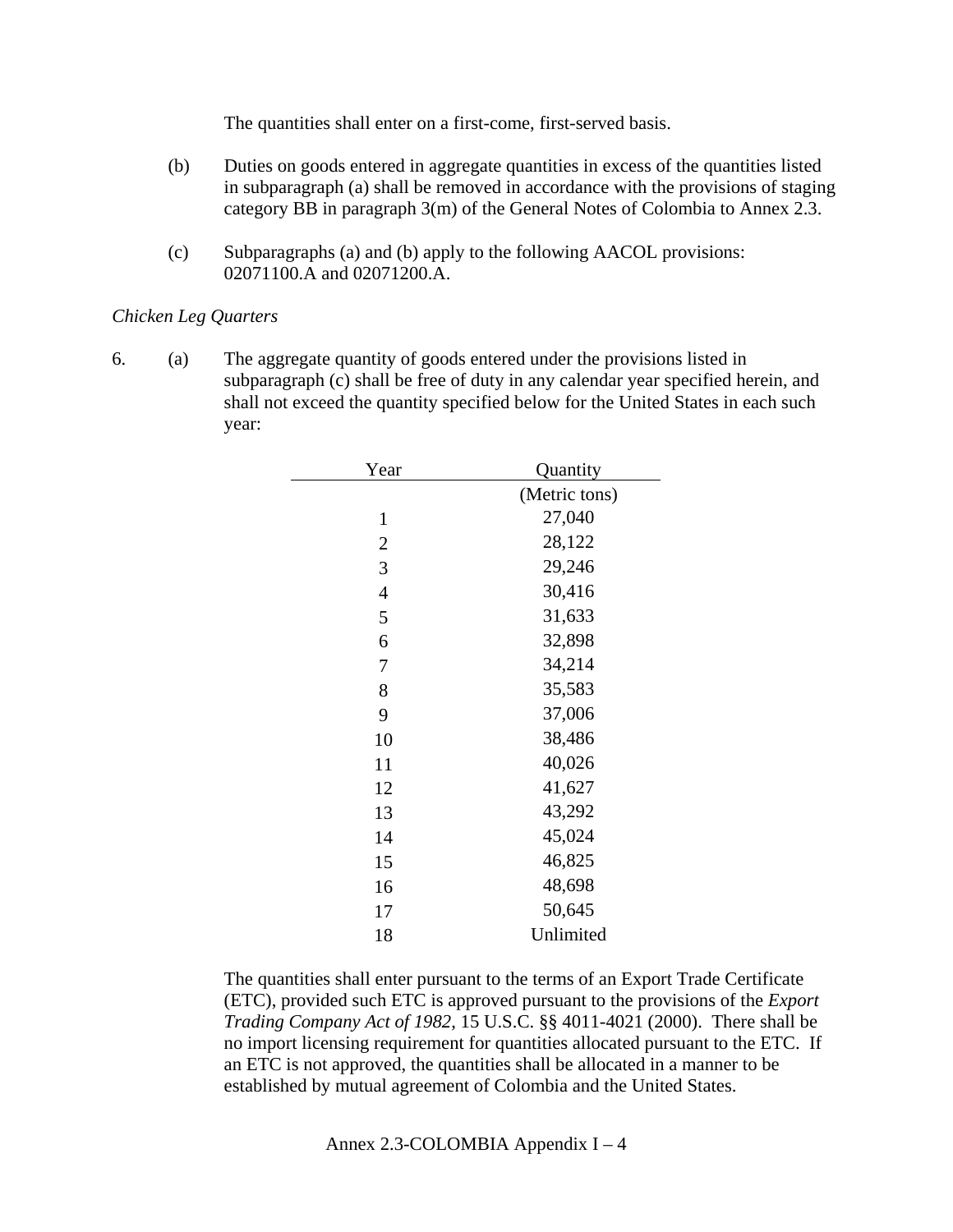The quantities shall enter on a first-come, first-served basis.

(b) Duties on goods entered in aggregate quantities in excess of the quantities listed in subparagraph (a) shall be removed in accordance with the provisions of staging category BB in paragraph 3(m) of the General Notes of Colombia to Annex 2.3.

(c) Subparagraphs (a) and (b) apply to the following AACOL provisions: 02071100.A and 02071200.A.

*Chicken Leg Quarters*

6. (a) The aggregate quantity of goods entered under the provisions listed in subparagraph (c) shall be free of duty in any calendar year specified herein, and shall not exceed the quantity specified below for the United States in each such year:

| Year | Quantity (Metric tons) |
|---|---|
| 1 | 27,040 |
| 2 | 28,122 |
| 3 | 29,246 |
| 4 | 30,416 |
| 5 | 31,633 |
| 6 | 32,898 |
| 7 | 34,214 |
| 8 | 35,583 |
| 9 | 37,006 |
| 10 | 38,486 |
| 11 | 40,026 |
| 12 | 41,627 |
| 13 | 43,292 |
| 14 | 45,024 |
| 15 | 46,825 |
| 16 | 48,698 |
| 17 | 50,645 |
| 18 | Unlimited |

The quantities shall enter pursuant to the terms of an Export Trade Certificate (ETC), provided such ETC is approved pursuant to the provisions of the *Export Trading Company Act of 1982*, 15 U.S.C. §§ 4011-4021 (2000). There shall be no import licensing requirement for quantities allocated pursuant to the ETC. If an ETC is not approved, the quantities shall be allocated in a manner to be established by mutual agreement of Colombia and the United States.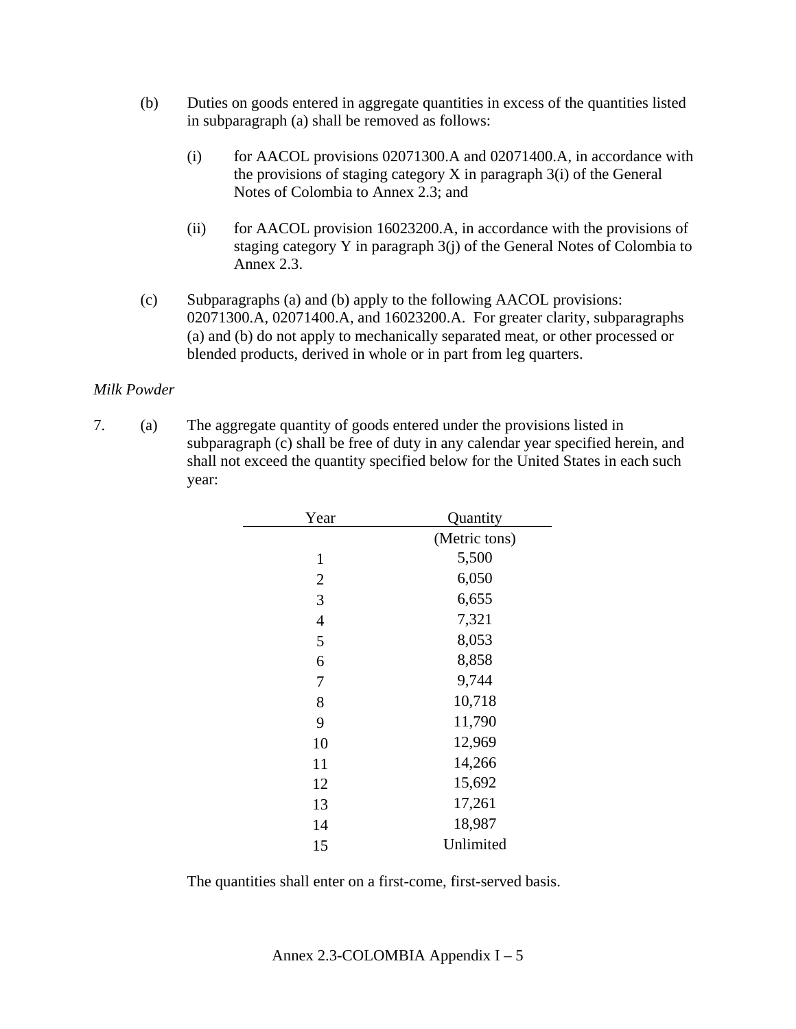(b) Duties on goods entered in aggregate quantities in excess of the quantities listed in subparagraph (a) shall be removed as follows:

(i) for AACOL provisions 02071300.A and 02071400.A, in accordance with the provisions of staging category X in paragraph 3(i) of the General Notes of Colombia to Annex 2.3; and

(ii) for AACOL provision 16023200.A, in accordance with the provisions of staging category Y in paragraph 3(j) of the General Notes of Colombia to Annex 2.3.

(c) Subparagraphs (a) and (b) apply to the following AACOL provisions: 02071300.A, 02071400.A, and 16023200.A. For greater clarity, subparagraphs (a) and (b) do not apply to mechanically separated meat, or other processed or blended products, derived in whole or in part from leg quarters.

*Milk Powder*

7. (a) The aggregate quantity of goods entered under the provisions listed in subparagraph (c) shall be free of duty in any calendar year specified herein, and shall not exceed the quantity specified below for the United States in each such year:

| Year | Quantity |
|---|---|
| | (Metric tons) |
| 1 | 5,500 |
| 2 | 6,050 |
| 3 | 6,655 |
| 4 | 7,321 |
| 5 | 8,053 |
| 6 | 8,858 |
| 7 | 9,744 |
| 8 | 10,718 |
| 9 | 11,790 |
| 10 | 12,969 |
| 11 | 14,266 |
| 12 | 15,692 |
| 13 | 17,261 |
| 14 | 18,987 |
| 15 | Unlimited |

The quantities shall enter on a first-come, first-served basis.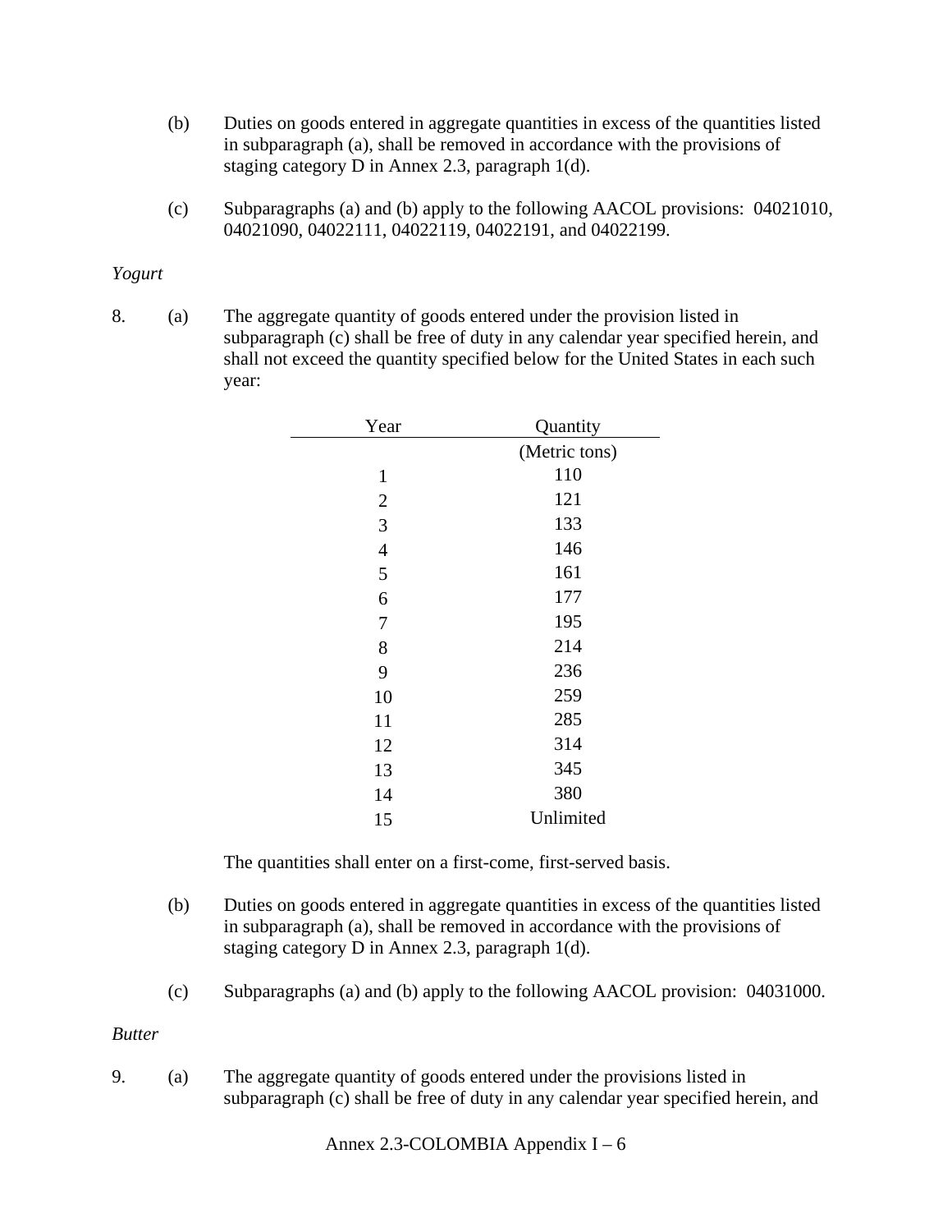(b) Duties on goods entered in aggregate quantities in excess of the quantities listed in subparagraph (a), shall be removed in accordance with the provisions of staging category D in Annex 2.3, paragraph 1(d).

(c) Subparagraphs (a) and (b) apply to the following AACOL provisions: 04021010, 04021090, 04022111, 04022119, 04022191, and 04022199.

*Yogurt*

8. (a) The aggregate quantity of goods entered under the provision listed in subparagraph (c) shall be free of duty in any calendar year specified herein, and shall not exceed the quantity specified below for the United States in each such year:

| Year | Quantity (Metric tons) |
|---|---|
| 1 | 110 |
| 2 | 121 |
| 3 | 133 |
| 4 | 146 |
| 5 | 161 |
| 6 | 177 |
| 7 | 195 |
| 8 | 214 |
| 9 | 236 |
| 10 | 259 |
| 11 | 285 |
| 12 | 314 |
| 13 | 345 |
| 14 | 380 |
| 15 | Unlimited |

The quantities shall enter on a first-come, first-served basis.

(b) Duties on goods entered in aggregate quantities in excess of the quantities listed in subparagraph (a), shall be removed in accordance with the provisions of staging category D in Annex 2.3, paragraph 1(d).

(c) Subparagraphs (a) and (b) apply to the following AACOL provision: 04031000.

*Butter*

9. (a) The aggregate quantity of goods entered under the provisions listed in subparagraph (c) shall be free of duty in any calendar year specified herein, and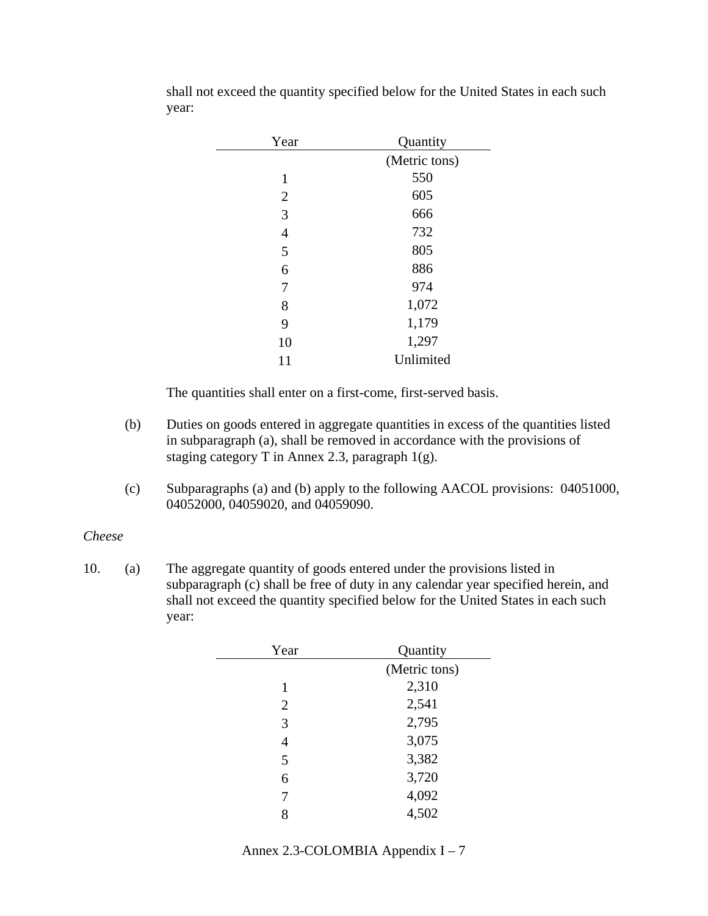shall not exceed the quantity specified below for the United States in each such year:

| Year | Quantity |
| --- | --- |
| | (Metric tons) |
| 1 | 550 |
| 2 | 605 |
| 3 | 666 |
| 4 | 732 |
| 5 | 805 |
| 6 | 886 |
| 7 | 974 |
| 8 | 1,072 |
| 9 | 1,179 |
| 10 | 1,297 |
| 11 | Unlimited |

The quantities shall enter on a first-come, first-served basis.

(b) Duties on goods entered in aggregate quantities in excess of the quantities listed in subparagraph (a), shall be removed in accordance with the provisions of staging category T in Annex 2.3, paragraph 1(g).

(c) Subparagraphs (a) and (b) apply to the following AACOL provisions: 04051000, 04052000, 04059020, and 04059090.

*Cheese*

10. (a) The aggregate quantity of goods entered under the provisions listed in subparagraph (c) shall be free of duty in any calendar year specified herein, and shall not exceed the quantity specified below for the United States in each such year:

| Year | Quantity |
| --- | --- |
| | (Metric tons) |
| 1 | 2,310 |
| 2 | 2,541 |
| 3 | 2,795 |
| 4 | 3,075 |
| 5 | 3,382 |
| 6 | 3,720 |
| 7 | 4,092 |
| 8 | 4,502 |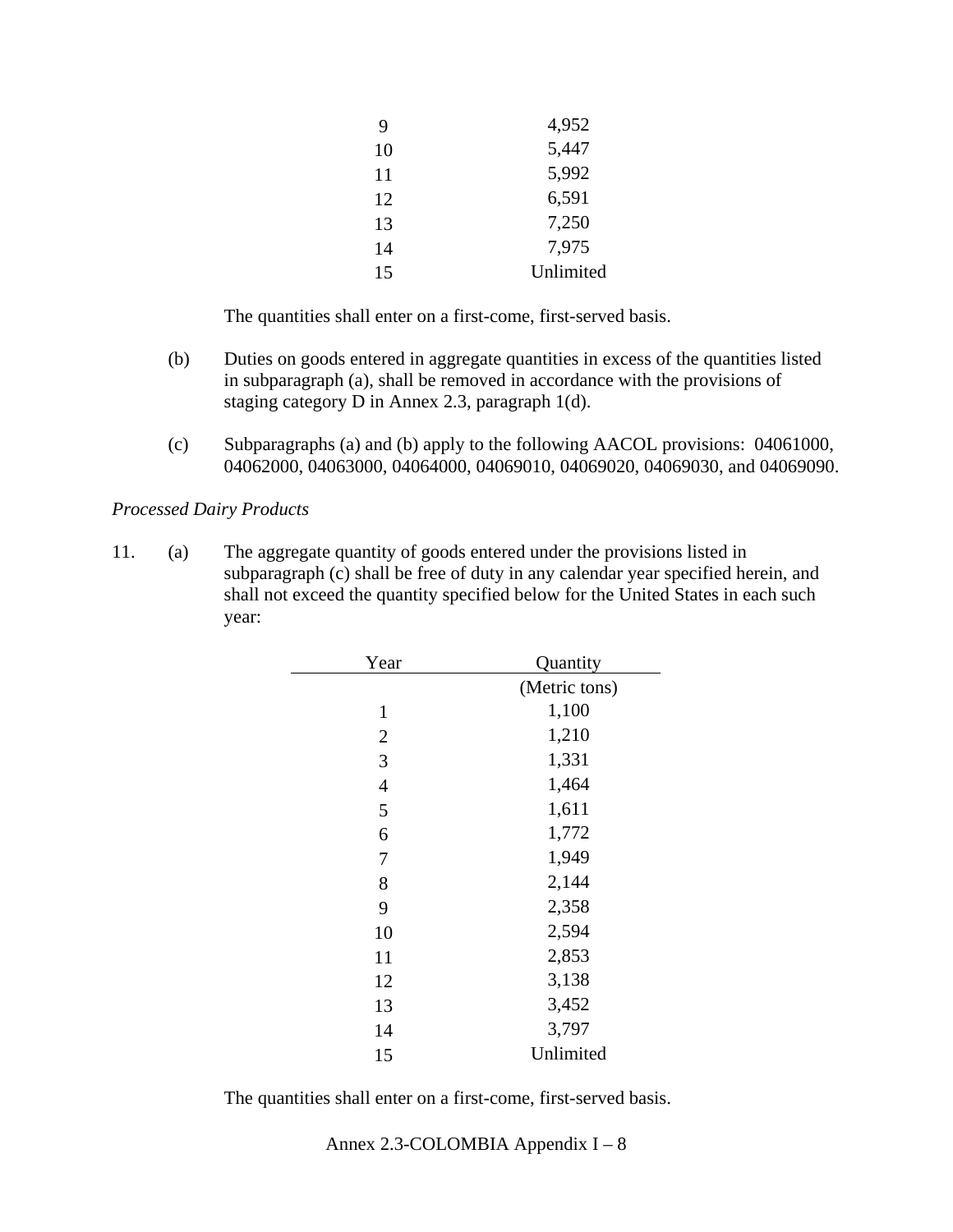| Year | Quantity |
|---|---|
| 9 | 4,952 |
| 10 | 5,447 |
| 11 | 5,992 |
| 12 | 6,591 |
| 13 | 7,250 |
| 14 | 7,975 |
| 15 | Unlimited |

The quantities shall enter on a first-come, first-served basis.

(b) Duties on goods entered in aggregate quantities in excess of the quantities listed in subparagraph (a), shall be removed in accordance with the provisions of staging category D in Annex 2.3, paragraph 1(d).

(c) Subparagraphs (a) and (b) apply to the following AACOL provisions: 04061000, 04062000, 04063000, 04064000, 04069010, 04069020, 04069030, and 04069090.

*Processed Dairy Products*

11. (a) The aggregate quantity of goods entered under the provisions listed in subparagraph (c) shall be free of duty in any calendar year specified herein, and shall not exceed the quantity specified below for the United States in each such year:

| Year | Quantity (Metric tons) |
|---|---|
| 1 | 1,100 |
| 2 | 1,210 |
| 3 | 1,331 |
| 4 | 1,464 |
| 5 | 1,611 |
| 6 | 1,772 |
| 7 | 1,949 |
| 8 | 2,144 |
| 9 | 2,358 |
| 10 | 2,594 |
| 11 | 2,853 |
| 12 | 3,138 |
| 13 | 3,452 |
| 14 | 3,797 |
| 15 | Unlimited |

The quantities shall enter on a first-come, first-served basis.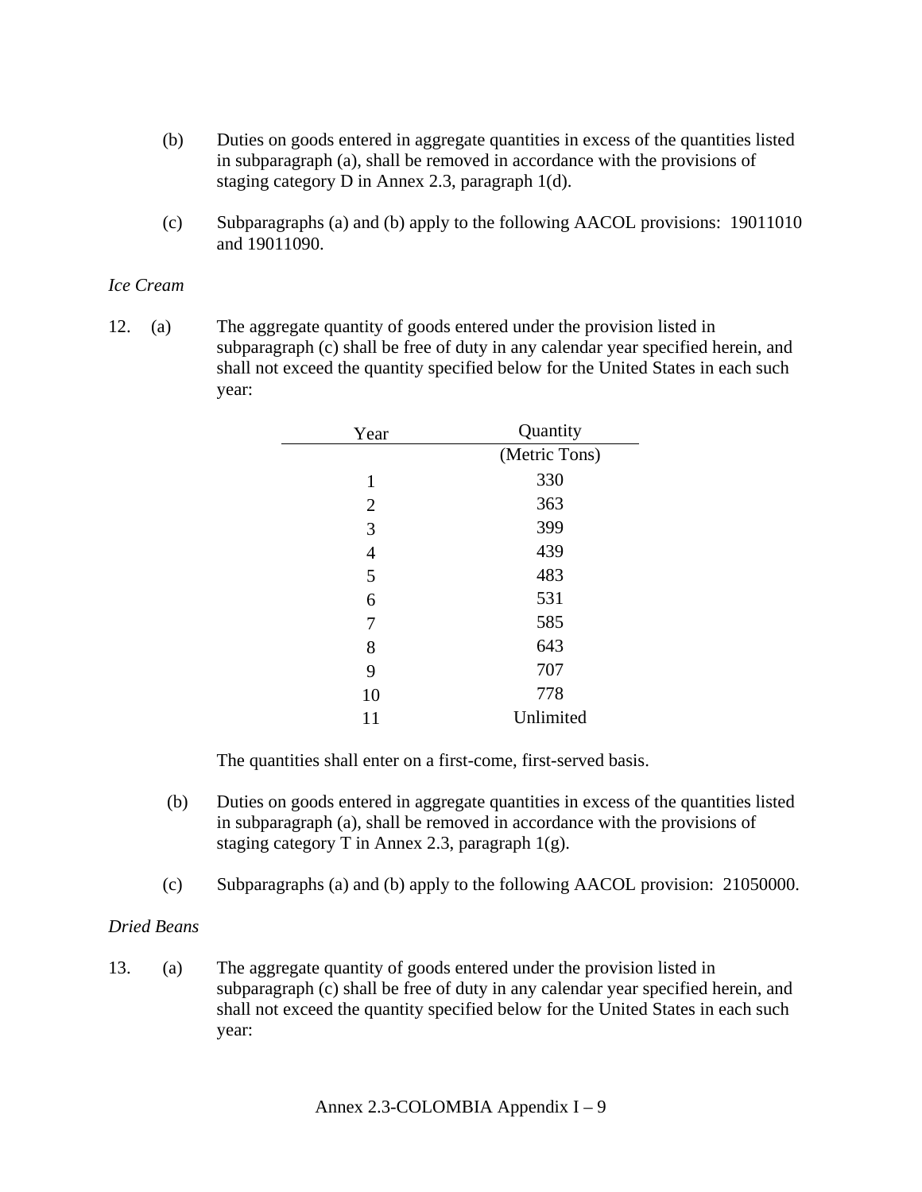(b) Duties on goods entered in aggregate quantities in excess of the quantities listed in subparagraph (a), shall be removed in accordance with the provisions of staging category D in Annex 2.3, paragraph 1(d).

(c) Subparagraphs (a) and (b) apply to the following AACOL provisions: 19011010 and 19011090.

*Ice Cream*

12. (a) The aggregate quantity of goods entered under the provision listed in subparagraph (c) shall be free of duty in any calendar year specified herein, and shall not exceed the quantity specified below for the United States in each such year:

| Year | Quantity (Metric Tons) |
|---|---|
| 1 | 330 |
| 2 | 363 |
| 3 | 399 |
| 4 | 439 |
| 5 | 483 |
| 6 | 531 |
| 7 | 585 |
| 8 | 643 |
| 9 | 707 |
| 10 | 778 |
| 11 | Unlimited |

The quantities shall enter on a first-come, first-served basis.

(b) Duties on goods entered in aggregate quantities in excess of the quantities listed in subparagraph (a), shall be removed in accordance with the provisions of staging category T in Annex 2.3, paragraph 1(g).

(c) Subparagraphs (a) and (b) apply to the following AACOL provision: 21050000.

*Dried Beans*

13. (a) The aggregate quantity of goods entered under the provision listed in subparagraph (c) shall be free of duty in any calendar year specified herein, and shall not exceed the quantity specified below for the United States in each such year: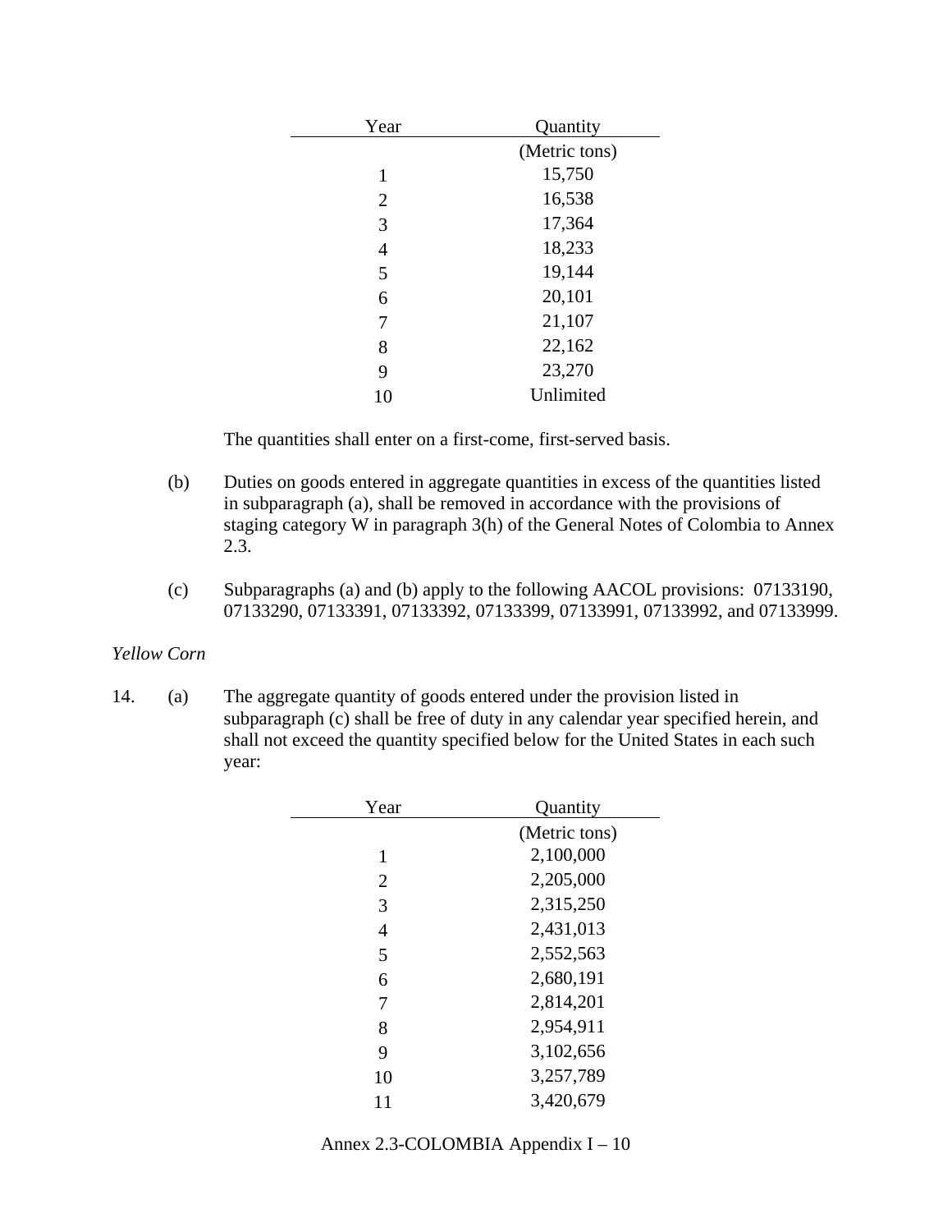| Year | Quantity |
| --- | --- |
| | (Metric tons) |
| 1 | 15,750 |
| 2 | 16,538 |
| 3 | 17,364 |
| 4 | 18,233 |
| 5 | 19,144 |
| 6 | 20,101 |
| 7 | 21,107 |
| 8 | 22,162 |
| 9 | 23,270 |
| 10 | Unlimited |

The quantities shall enter on a first-come, first-served basis.

(b) Duties on goods entered in aggregate quantities in excess of the quantities listed in subparagraph (a), shall be removed in accordance with the provisions of staging category W in paragraph 3(h) of the General Notes of Colombia to Annex 2.3.

(c) Subparagraphs (a) and (b) apply to the following AACOL provisions: 07133190, 07133290, 07133391, 07133392, 07133399, 07133991, 07133992, and 07133999.

*Yellow Corn*

14. (a) The aggregate quantity of goods entered under the provision listed in subparagraph (c) shall be free of duty in any calendar year specified herein, and shall not exceed the quantity specified below for the United States in each such year:

| Year | Quantity |
| --- | --- |
| | (Metric tons) |
| 1 | 2,100,000 |
| 2 | 2,205,000 |
| 3 | 2,315,250 |
| 4 | 2,431,013 |
| 5 | 2,552,563 |
| 6 | 2,680,191 |
| 7 | 2,814,201 |
| 8 | 2,954,911 |
| 9 | 3,102,656 |
| 10 | 3,257,789 |
| 11 | 3,420,679 |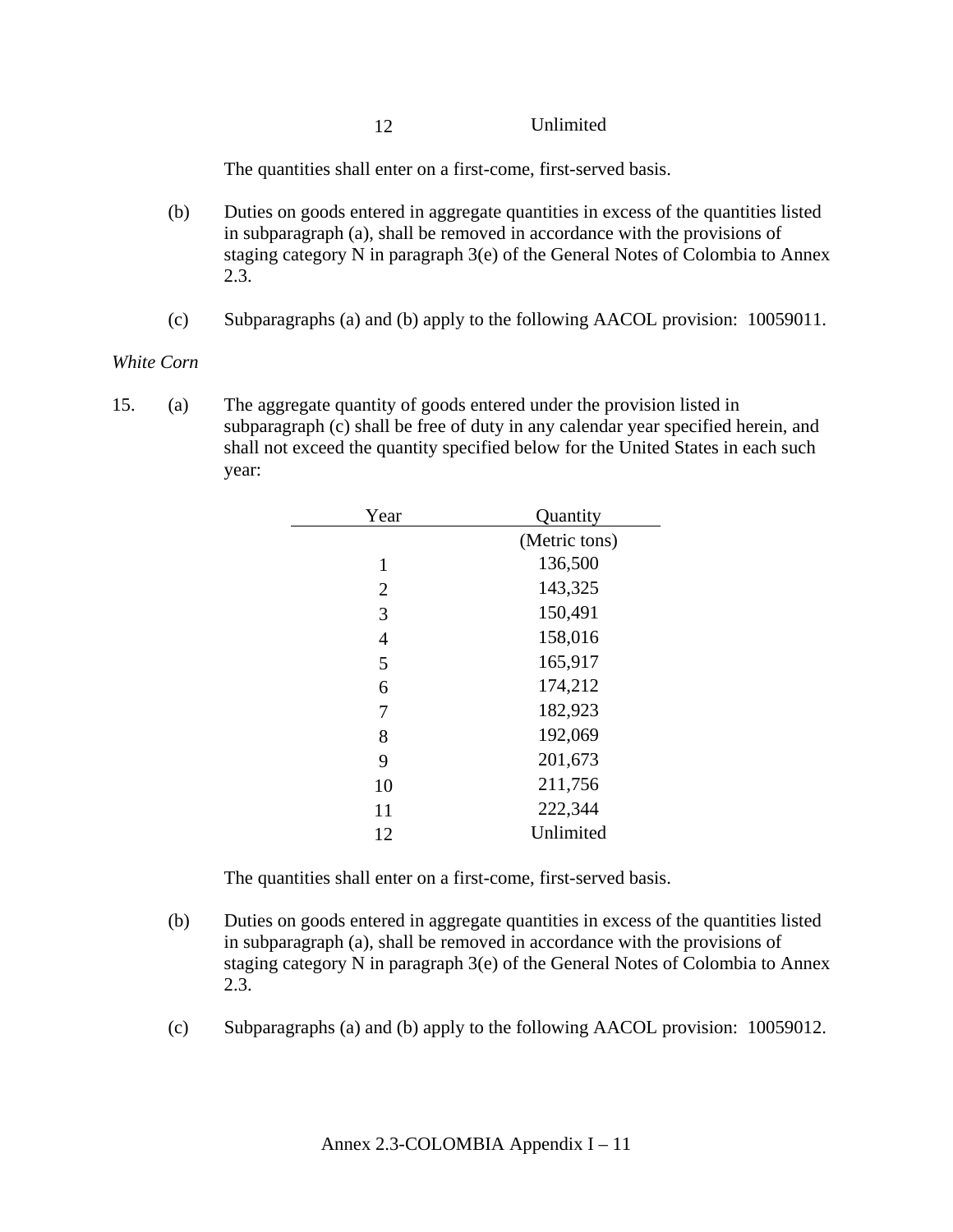| Year | Quantity |
|---|---|
| 12 | Unlimited |

The quantities shall enter on a first-come, first-served basis.

(b) Duties on goods entered in aggregate quantities in excess of the quantities listed in subparagraph (a), shall be removed in accordance with the provisions of staging category N in paragraph 3(e) of the General Notes of Colombia to Annex 2.3.

(c) Subparagraphs (a) and (b) apply to the following AACOL provision: 10059011.

*White Corn*

15. (a) The aggregate quantity of goods entered under the provision listed in subparagraph (c) shall be free of duty in any calendar year specified herein, and shall not exceed the quantity specified below for the United States in each such year:

| Year | Quantity |
|---|---|
| | (Metric tons) |
| 1 | 136,500 |
| 2 | 143,325 |
| 3 | 150,491 |
| 4 | 158,016 |
| 5 | 165,917 |
| 6 | 174,212 |
| 7 | 182,923 |
| 8 | 192,069 |
| 9 | 201,673 |
| 10 | 211,756 |
| 11 | 222,344 |
| 12 | Unlimited |

The quantities shall enter on a first-come, first-served basis.

(b) Duties on goods entered in aggregate quantities in excess of the quantities listed in subparagraph (a), shall be removed in accordance with the provisions of staging category N in paragraph 3(e) of the General Notes of Colombia to Annex 2.3.

(c) Subparagraphs (a) and (b) apply to the following AACOL provision: 10059012.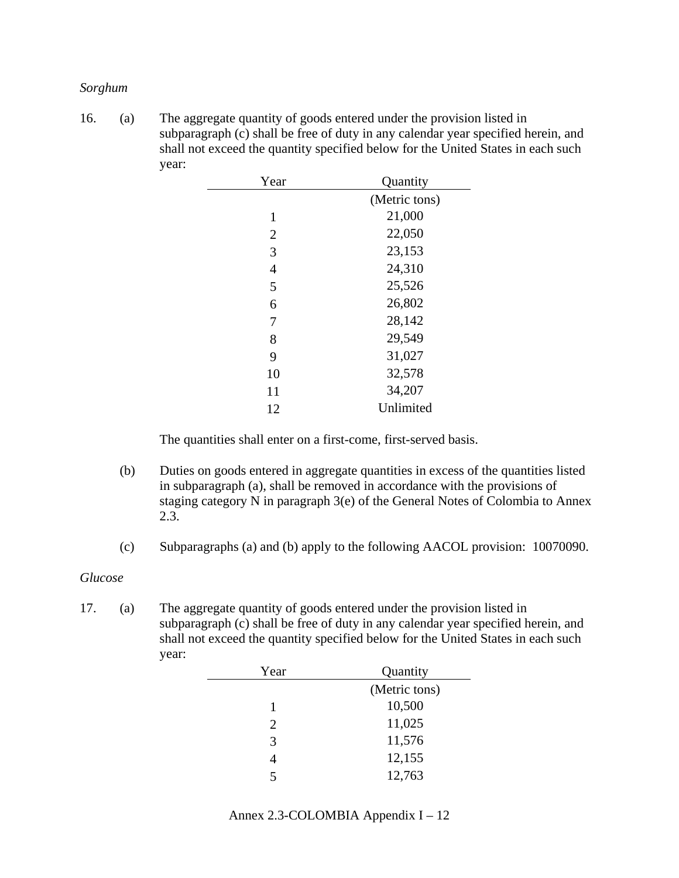*Sorghum*

16. (a) The aggregate quantity of goods entered under the provision listed in subparagraph (c) shall be free of duty in any calendar year specified herein, and shall not exceed the quantity specified below for the United States in each such year:

| Year | Quantity |
|---|---|
| | (Metric tons) |
| 1 | 21,000 |
| 2 | 22,050 |
| 3 | 23,153 |
| 4 | 24,310 |
| 5 | 25,526 |
| 6 | 26,802 |
| 7 | 28,142 |
| 8 | 29,549 |
| 9 | 31,027 |
| 10 | 32,578 |
| 11 | 34,207 |
| 12 | Unlimited |

The quantities shall enter on a first-come, first-served basis.

(b) Duties on goods entered in aggregate quantities in excess of the quantities listed in subparagraph (a), shall be removed in accordance with the provisions of staging category N in paragraph 3(e) of the General Notes of Colombia to Annex 2.3.

(c) Subparagraphs (a) and (b) apply to the following AACOL provision: 10070090.

*Glucose*

17. (a) The aggregate quantity of goods entered under the provision listed in subparagraph (c) shall be free of duty in any calendar year specified herein, and shall not exceed the quantity specified below for the United States in each such year:

| Year | Quantity |
|---|---|
| | (Metric tons) |
| 1 | 10,500 |
| 2 | 11,025 |
| 3 | 11,576 |
| 4 | 12,155 |
| 5 | 12,763 |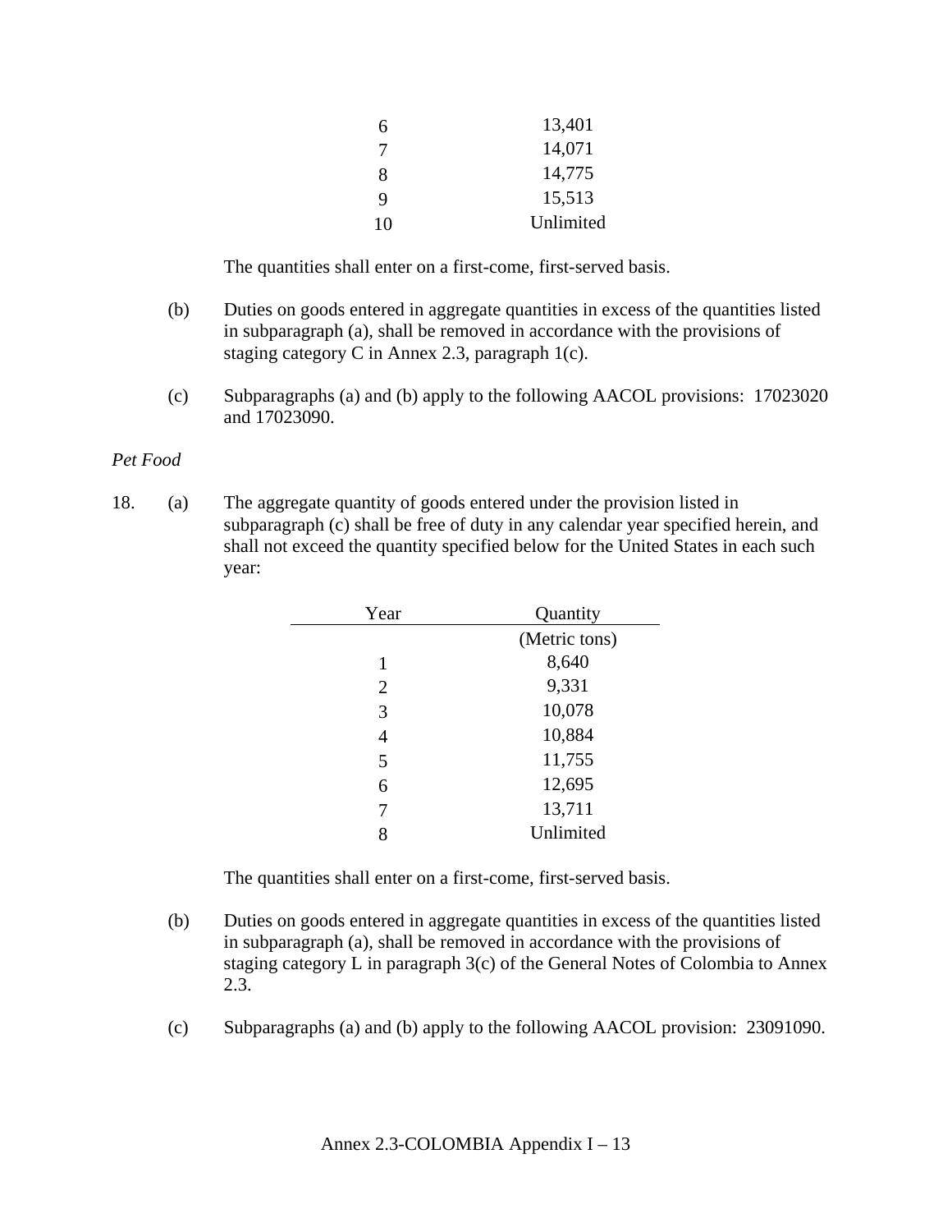| | |
|---|---|
| 6 | 13,401 |
| 7 | 14,071 |
| 8 | 14,775 |
| 9 | 15,513 |
| 10 | Unlimited |

The quantities shall enter on a first-come, first-served basis.

(b) Duties on goods entered in aggregate quantities in excess of the quantities listed in subparagraph (a), shall be removed in accordance with the provisions of staging category C in Annex 2.3, paragraph 1(c).

(c) Subparagraphs (a) and (b) apply to the following AACOL provisions: 17023020 and 17023090.

*Pet Food*

18. (a) The aggregate quantity of goods entered under the provision listed in subparagraph (c) shall be free of duty in any calendar year specified herein, and shall not exceed the quantity specified below for the United States in each such year:

| Year | Quantity |
|---|---|
| | (Metric tons) |
| 1 | 8,640 |
| 2 | 9,331 |
| 3 | 10,078 |
| 4 | 10,884 |
| 5 | 11,755 |
| 6 | 12,695 |
| 7 | 13,711 |
| 8 | Unlimited |

The quantities shall enter on a first-come, first-served basis.

(b) Duties on goods entered in aggregate quantities in excess of the quantities listed in subparagraph (a), shall be removed in accordance with the provisions of staging category L in paragraph 3(c) of the General Notes of Colombia to Annex 2.3.

(c) Subparagraphs (a) and (b) apply to the following AACOL provision: 23091090.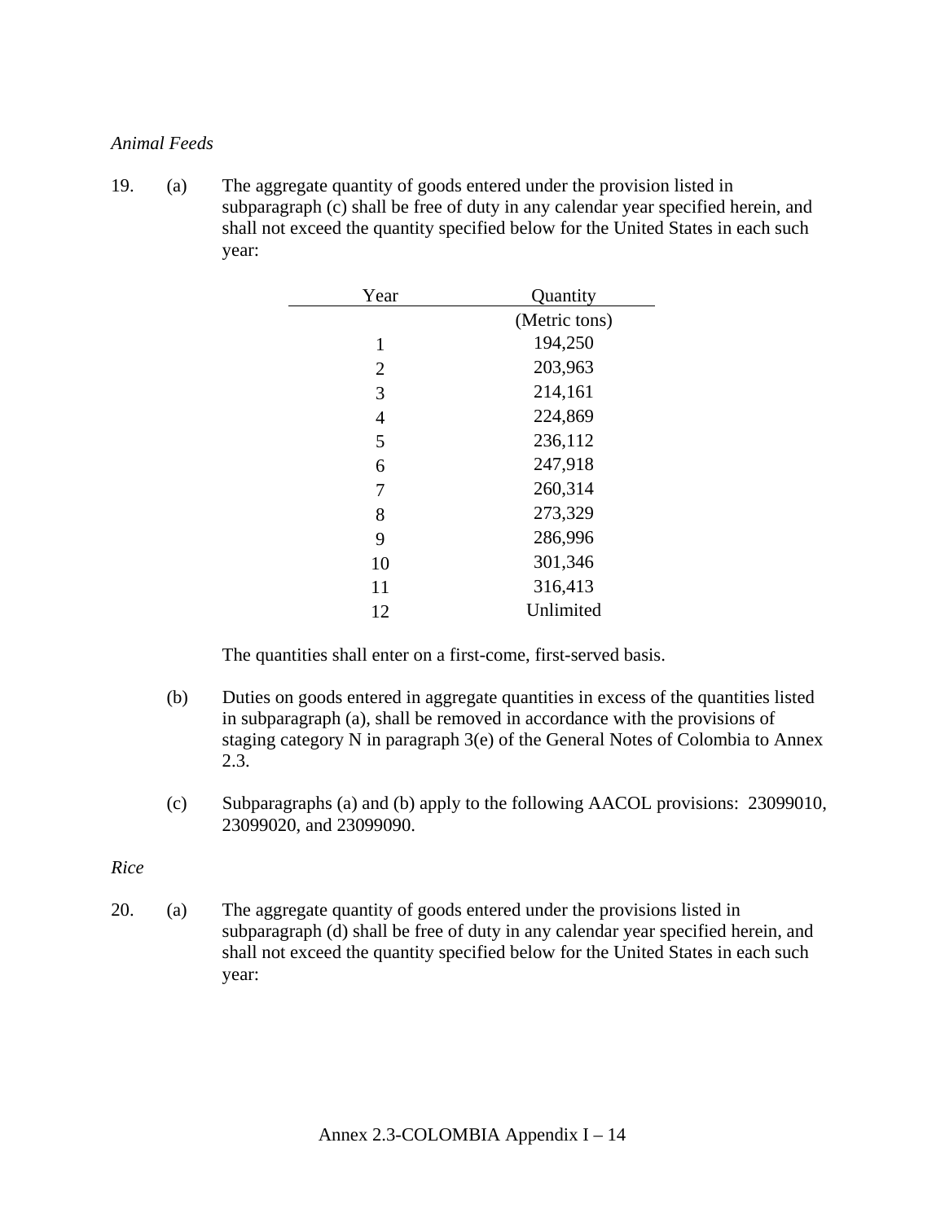*Animal Feeds*

19. (a) The aggregate quantity of goods entered under the provision listed in subparagraph (c) shall be free of duty in any calendar year specified herein, and shall not exceed the quantity specified below for the United States in each such year:

| Year | Quantity |
|---|---|
| | (Metric tons) |
| 1 | 194,250 |
| 2 | 203,963 |
| 3 | 214,161 |
| 4 | 224,869 |
| 5 | 236,112 |
| 6 | 247,918 |
| 7 | 260,314 |
| 8 | 273,329 |
| 9 | 286,996 |
| 10 | 301,346 |
| 11 | 316,413 |
| 12 | Unlimited |

The quantities shall enter on a first-come, first-served basis.

(b) Duties on goods entered in aggregate quantities in excess of the quantities listed in subparagraph (a), shall be removed in accordance with the provisions of staging category N in paragraph 3(e) of the General Notes of Colombia to Annex 2.3.

(c) Subparagraphs (a) and (b) apply to the following AACOL provisions: 23099010, 23099020, and 23099090.

*Rice*

20. (a) The aggregate quantity of goods entered under the provisions listed in subparagraph (d) shall be free of duty in any calendar year specified herein, and shall not exceed the quantity specified below for the United States in each such year: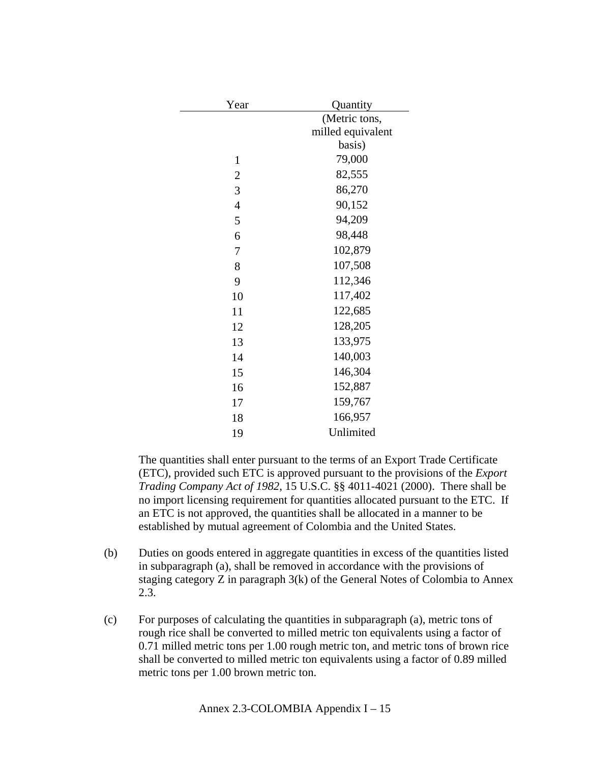| Year | Quantity (Metric tons, milled equivalent basis) |
|---|---|
| 1 | 79,000 |
| 2 | 82,555 |
| 3 | 86,270 |
| 4 | 90,152 |
| 5 | 94,209 |
| 6 | 98,448 |
| 7 | 102,879 |
| 8 | 107,508 |
| 9 | 112,346 |
| 10 | 117,402 |
| 11 | 122,685 |
| 12 | 128,205 |
| 13 | 133,975 |
| 14 | 140,003 |
| 15 | 146,304 |
| 16 | 152,887 |
| 17 | 159,767 |
| 18 | 166,957 |
| 19 | Unlimited |

The quantities shall enter pursuant to the terms of an Export Trade Certificate (ETC), provided such ETC is approved pursuant to the provisions of the *Export Trading Company Act of 1982*, 15 U.S.C. §§ 4011-4021 (2000). There shall be no import licensing requirement for quantities allocated pursuant to the ETC. If an ETC is not approved, the quantities shall be allocated in a manner to be established by mutual agreement of Colombia and the United States.

(b) Duties on goods entered in aggregate quantities in excess of the quantities listed in subparagraph (a), shall be removed in accordance with the provisions of staging category Z in paragraph 3(k) of the General Notes of Colombia to Annex 2.3.

(c) For purposes of calculating the quantities in subparagraph (a), metric tons of rough rice shall be converted to milled metric ton equivalents using a factor of 0.71 milled metric tons per 1.00 rough metric ton, and metric tons of brown rice shall be converted to milled metric ton equivalents using a factor of 0.89 milled metric tons per 1.00 brown metric ton.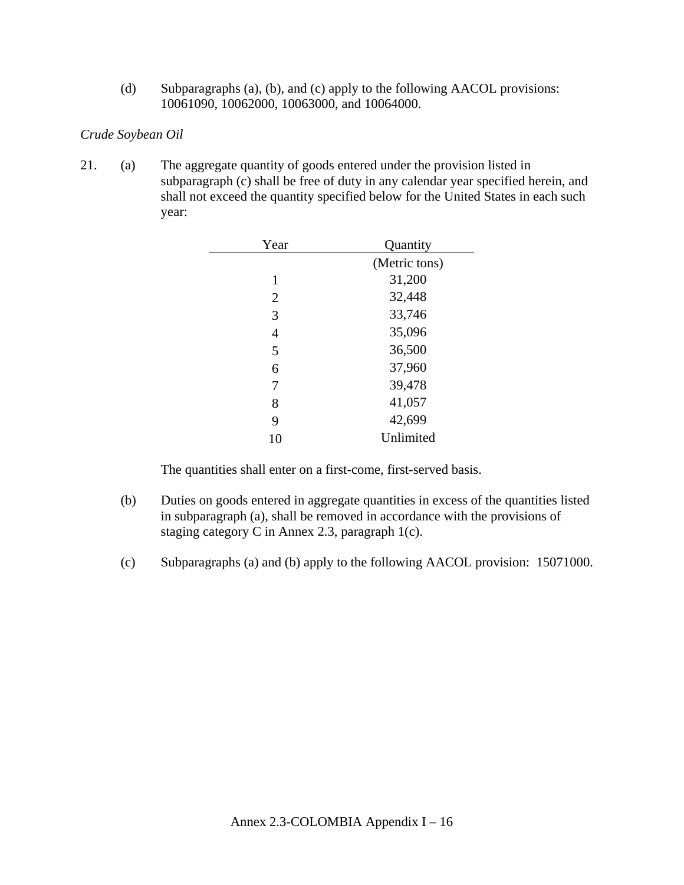(d) Subparagraphs (a), (b), and (c) apply to the following AACOL provisions: 10061090, 10062000, 10063000, and 10064000.

*Crude Soybean Oil*

21. (a) The aggregate quantity of goods entered under the provision listed in subparagraph (c) shall be free of duty in any calendar year specified herein, and shall not exceed the quantity specified below for the United States in each such year:

| Year | Quantity |
|---|---|
| | (Metric tons) |
| 1 | 31,200 |
| 2 | 32,448 |
| 3 | 33,746 |
| 4 | 35,096 |
| 5 | 36,500 |
| 6 | 37,960 |
| 7 | 39,478 |
| 8 | 41,057 |
| 9 | 42,699 |
| 10 | Unlimited |

The quantities shall enter on a first-come, first-served basis.

(b) Duties on goods entered in aggregate quantities in excess of the quantities listed in subparagraph (a), shall be removed in accordance with the provisions of staging category C in Annex 2.3, paragraph 1(c).

(c) Subparagraphs (a) and (b) apply to the following AACOL provision: 15071000.